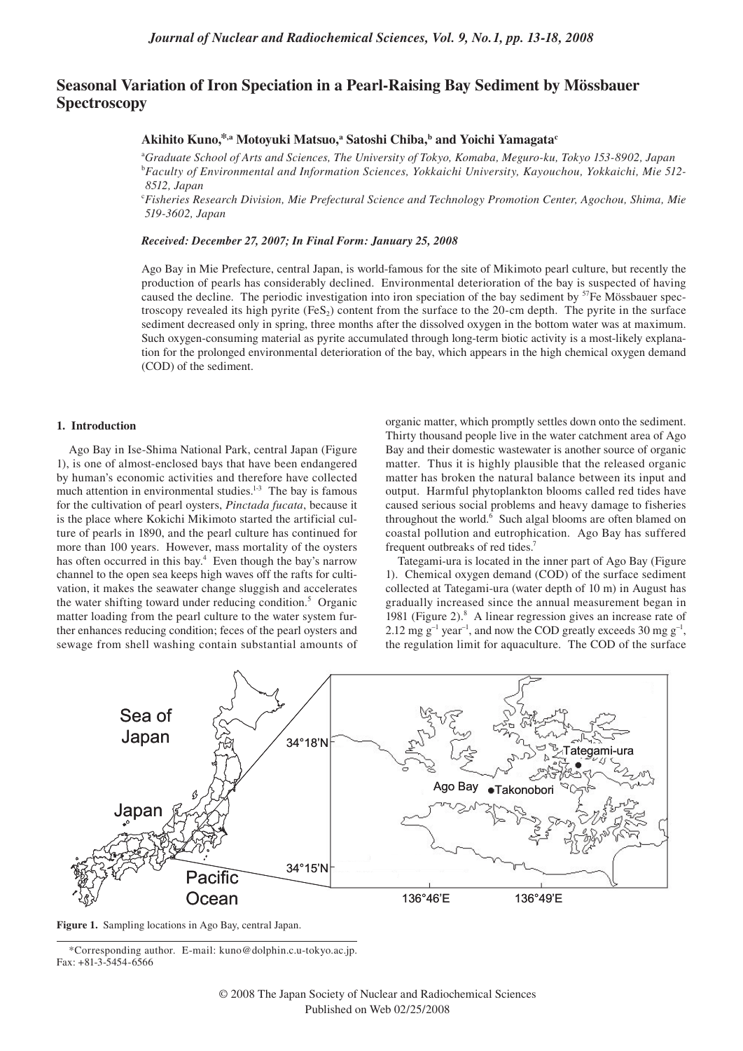# Seasonal Variation of Iron Speciation in a Pearl-Raising Bay Sediment by Mössbauer Spectroscopy

**Akihito Kuno,\*[,a] Motoyuki Matsuo,[a] Satoshi Chiba,[b] and Yoichi Yamagata[c]**

[a] *Graduate School of Arts and Sciences, The University of Tokyo, Komaba, Meguro-ku, Tokyo 153-8902, Japan*
[b] *Faculty of Environmental and Information Sciences, Yokkaichi University, Kayouchou, Yokkaichi, Mie 512-8512, Japan*
[c] *Fisheries Research Division, Mie Prefectural Science and Technology Promotion Center, Agochou, Shima, Mie 519-3602, Japan*

***Received: December 27, 2007; In Final Form: January 25, 2008***

Ago Bay in Mie Prefecture, central Japan, is world-famous for the site of Mikimoto pearl culture, but recently the production of pearls has considerably declined. Environmental deterioration of the bay is suspected of having caused the decline. The periodic investigation into iron speciation of the bay sediment by $^{57}$Fe Mössbauer spectroscopy revealed its high pyrite ($FeS_2$) content from the surface to the 20-cm depth. The pyrite in the surface sediment decreased only in spring, three months after the dissolved oxygen in the bottom water was at maximum. Such oxygen-consuming material as pyrite accumulated through long-term biotic activity is a most-likely explanation for the prolonged environmental deterioration of the bay, which appears in the high chemical oxygen demand (COD) of the sediment.

## 1. Introduction

Ago Bay in Ise-Shima National Park, central Japan (Figure 1), is one of almost-enclosed bays that have been endangered by human's economic activities and therefore have collected much attention in environmental studies.[1-3] The bay is famous for the cultivation of pearl oysters, *Pinctada fucata*, because it is the place where Kokichi Mikimoto started the artificial culture of pearls in 1890, and the pearl culture has continued for more than 100 years. However, mass mortality of the oysters has often occurred in this bay.[4] Even though the bay's narrow channel to the open sea keeps high waves off the rafts for cultivation, it makes the seawater change sluggish and accelerates the water shifting toward under reducing condition.[5] Organic matter loading from the pearl culture to the water system further enhances reducing condition; feces of the pearl oysters and sewage from shell washing contain substantial amounts of organic matter, which promptly settles down onto the sediment. Thirty thousand people live in the water catchment area of Ago Bay and their domestic wastewater is another source of organic matter. Thus it is highly plausible that the released organic matter has broken the natural balance between its input and output. Harmful phytoplankton blooms called red tides have caused serious social problems and heavy damage to fisheries throughout the world.[6] Such algal blooms are often blamed on coastal pollution and eutrophication. Ago Bay has suffered frequent outbreaks of red tides.[7]

Tategami-ura is located in the inner part of Ago Bay (Figure 1). Chemical oxygen demand (COD) of the surface sediment collected at Tategami-ura (water depth of 10 m) in August has gradually increased since the annual measurement began in 1981 (Figure 2).[8] A linear regression gives an increase rate of 2.12 mg $g^{-1}$ $year^{-1}$, and now the COD greatly exceeds 30 mg $g^{-1}$, the regulation limit for aquaculture. The COD of the surface

**Figure 1.** Sampling locations in Ago Bay, central Japan.

\*Corresponding author. E-mail: kuno@dolphin.c.u-tokyo.ac.jp. Fax: +81-3-5454-6566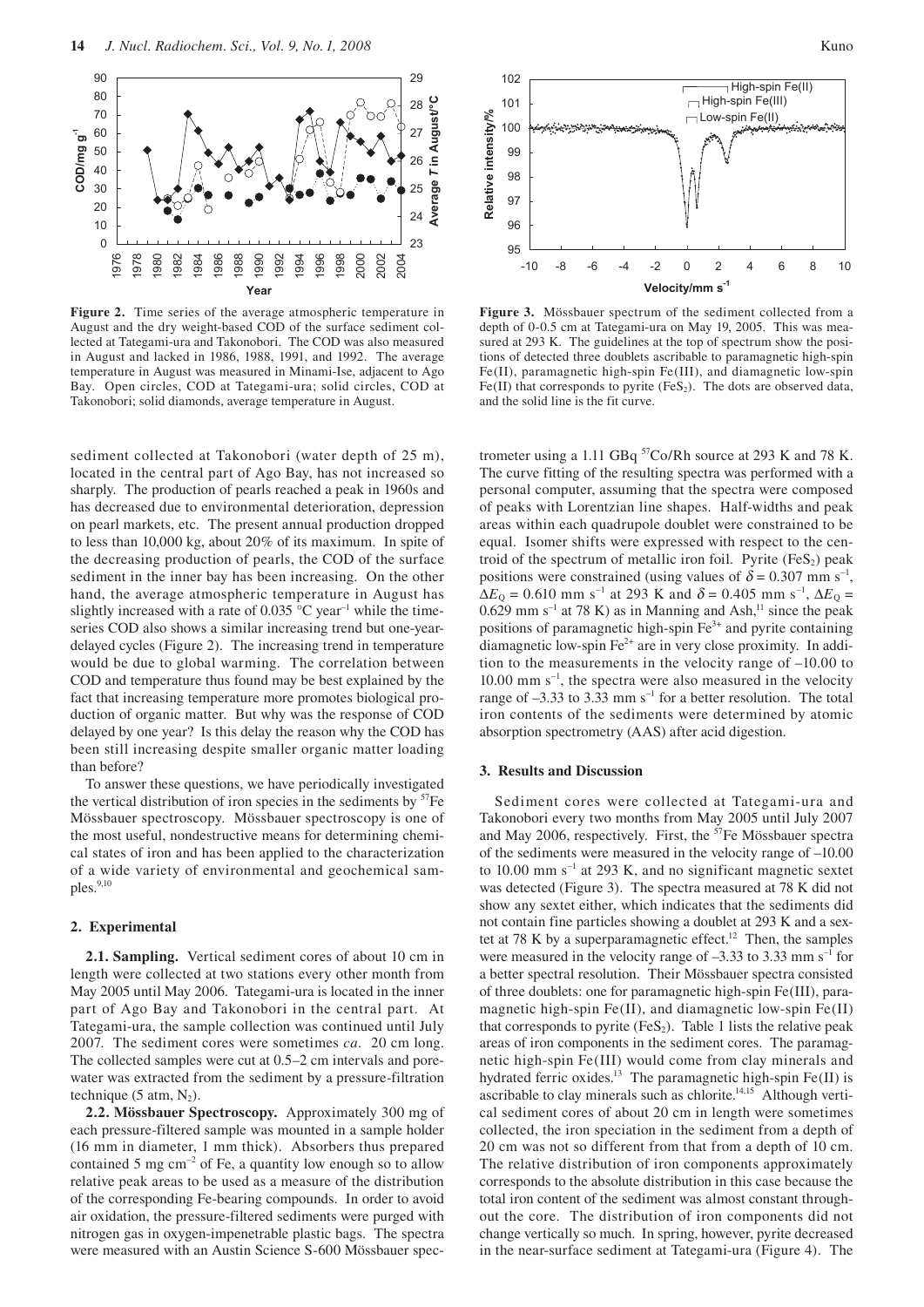**Figure 2.** Time series of the average atmospheric temperature in August and the dry weight-based COD of the surface sediment collected at Tategami-ura and Takonobori. The COD was also measured in August and lacked in 1986, 1988, 1991, and 1992. The average temperature in August was measured in Minami-Ise, adjacent to Ago Bay. Open circles, COD at Tategami-ura; solid circles, COD at Takonobori; solid diamonds, average temperature in August.

**Figure 3.** Mössbauer spectrum of the sediment collected from a depth of 0-0.5 cm at Tategami-ura on May 19, 2005. This was measured at 293 K. The guidelines at the top of spectrum show the positions of detected three doublets ascribable to paramagnetic high-spin Fe(II), paramagnetic high-spin Fe(III), and diamagnetic low-spin Fe(II) that corresponds to pyrite ($FeS_2$). The dots are observed data, and the solid line is the fit curve.

sediment collected at Takonobori (water depth of 25 m), located in the central part of Ago Bay, has not increased so sharply. The production of pearls reached a peak in 1960s and has decreased due to environmental deterioration, depression on pearl markets, etc. The present annual production dropped to less than 10,000 kg, about 20% of its maximum. In spite of the decreasing production of pearls, the COD of the surface sediment in the inner bay has been increasing. On the other hand, the average atmospheric temperature in August has slightly increased with a rate of 0.035 °C year$^{-1}$ while the time-series COD also shows a similar increasing trend but one-year-delayed cycles (Figure 2). The increasing trend in temperature would be due to global warming. The correlation between COD and temperature thus found may be best explained by the fact that increasing temperature more promotes biological production of organic matter. But why was the response of COD delayed by one year? Is this delay the reason why the COD has been still increasing despite smaller organic matter loading than before?

To answer these questions, we have periodically investigated the vertical distribution of iron species in the sediments by $^{57}$Fe Mössbauer spectroscopy. Mössbauer spectroscopy is one of the most useful, nondestructive means for determining chemical states of iron and has been applied to the characterization of a wide variety of environmental and geochemical samples.[9,10]

## 2. Experimental

**2.1. Sampling.** Vertical sediment cores of about 10 cm in length were collected at two stations every other month from May 2005 until May 2006. Tategami-ura is located in the inner part of Ago Bay and Takonobori in the central part. At Tategami-ura, the sample collection was continued until July 2007. The sediment cores were sometimes *ca.* 20 cm long. The collected samples were cut at 0.5–2 cm intervals and pore-water was extracted from the sediment by a pressure-filtration technique (5 atm, $N_2$).

**2.2. Mössbauer Spectroscopy.** Approximately 300 mg of each pressure-filtered sample was mounted in a sample holder (16 mm in diameter, 1 mm thick). Absorbers thus prepared contained 5 mg cm$^{-2}$ of Fe, a quantity low enough so to allow relative peak areas to be used as a measure of the distribution of the corresponding Fe-bearing compounds. In order to avoid air oxidation, the pressure-filtered sediments were purged with nitrogen gas in oxygen-impenetrable plastic bags. The spectra were measured with an Austin Science S-600 Mössbauer spectrometer using a 1.11 GBq $^{57}$Co/Rh source at 293 K and 78 K. The curve fitting of the resulting spectra was performed with a personal computer, assuming that the spectra were composed of peaks with Lorentzian line shapes. Half-widths and peak areas within each quadrupole doublet were constrained to be equal. Isomer shifts were expressed with respect to the centroid of the spectrum of metallic iron foil. Pyrite ($FeS_2$) peak positions were constrained (using values of $\delta = 0.307$ mm s$^{-1}$, $\Delta E_Q = 0.610$ mm s$^{-1}$ at 293 K and $\delta = 0.405$ mm s$^{-1}$, $\Delta E_Q = 0.629$ mm s$^{-1}$ at 78 K) as in Manning and Ash,[11] since the peak positions of paramagnetic high-spin $Fe^{3+}$ and pyrite containing diamagnetic low-spin $Fe^{2+}$ are in very close proximity. In addition to the measurements in the velocity range of –10.00 to 10.00 mm s$^{-1}$, the spectra were also measured in the velocity range of –3.33 to 3.33 mm s$^{-1}$ for a better resolution. The total iron contents of the sediments were determined by atomic absorption spectrometry (AAS) after acid digestion.

## 3. Results and Discussion

Sediment cores were collected at Tategami-ura and Takonobori every two months from May 2005 until July 2007 and May 2006, respectively. First, the $^{57}$Fe Mössbauer spectra of the sediments were measured in the velocity range of –10.00 to 10.00 mm s$^{-1}$ at 293 K, and no significant magnetic sextet was detected (Figure 3). The spectra measured at 78 K did not show any sextet either, which indicates that the sediments did not contain fine particles showing a doublet at 293 K and a sextet at 78 K by a superparamagnetic effect.[12] Then, the samples were measured in the velocity range of –3.33 to 3.33 mm s$^{-1}$ for a better spectral resolution. Their Mössbauer spectra consisted of three doublets: one for paramagnetic high-spin Fe(III), paramagnetic high-spin Fe(II), and diamagnetic low-spin Fe(II) that corresponds to pyrite ($FeS_2$). Table 1 lists the relative peak areas of iron components in the sediment cores. The paramagnetic high-spin Fe(III) would come from clay minerals and hydrated ferric oxides.[13] The paramagnetic high-spin Fe(II) is ascribable to clay minerals such as chlorite.[14,15] Although vertical sediment cores of about 20 cm in length were sometimes collected, the iron speciation in the sediment from a depth of 20 cm was not so different from that from a depth of 10 cm. The relative distribution of iron components approximately corresponds to the absolute distribution in this case because the total iron content of the sediment was almost constant throughout the core. The distribution of iron components did not change vertically so much. In spring, however, pyrite decreased in the near-surface sediment at Tategami-ura (Figure 4). The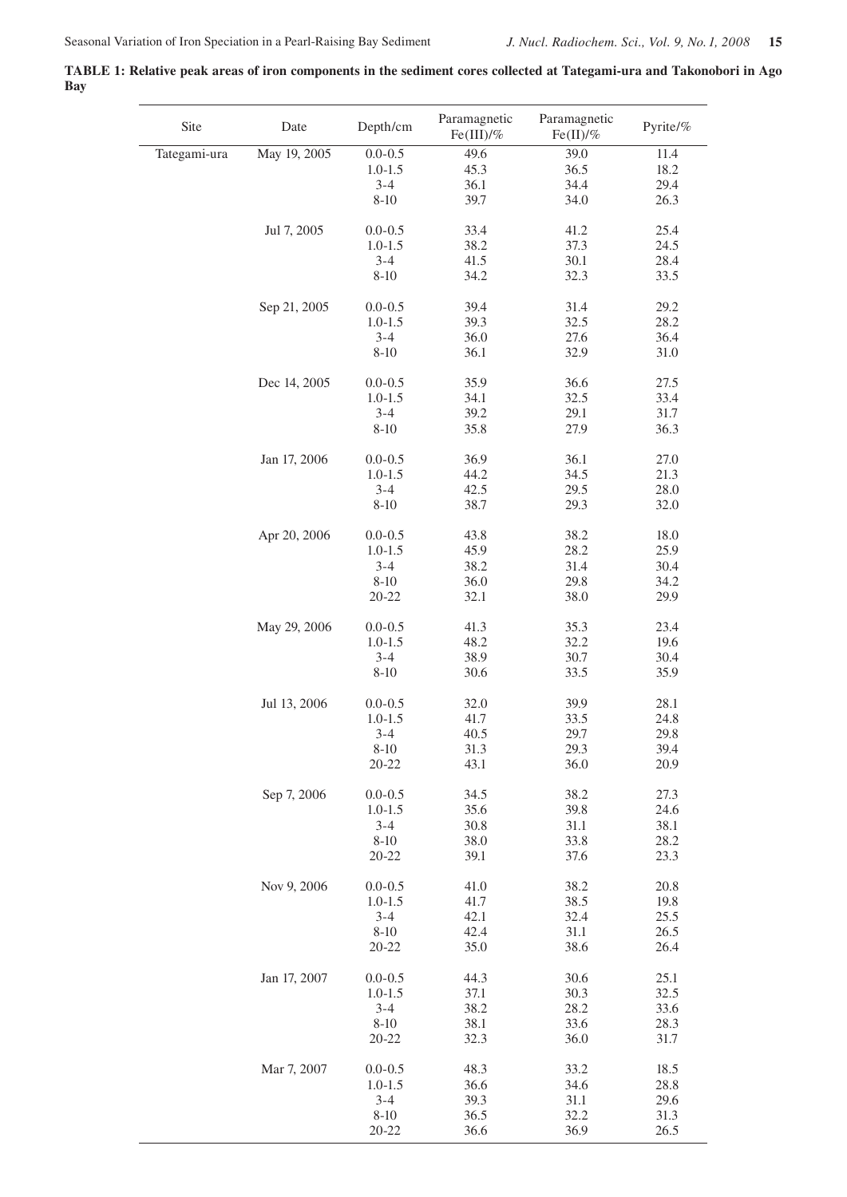**TABLE 1: Relative peak areas of iron components in the sediment cores collected at Tategami-ura and Takonobori in Ago Bay**

| Site | Date | Depth/cm | Paramagnetic Fe(III)/% | Paramagnetic Fe(II)/% | Pyrite/% |
|---|---|---|---|---|---|
| Tategami-ura | May 19, 2005 | 0.0-0.5 | 49.6 | 39.0 | 11.4 |
| | | 1.0-1.5 | 45.3 | 36.5 | 18.2 |
| | | 3-4 | 36.1 | 34.4 | 29.4 |
| | | 8-10 | 39.7 | 34.0 | 26.3 |
| | Jul 7, 2005 | 0.0-0.5 | 33.4 | 41.2 | 25.4 |
| | | 1.0-1.5 | 38.2 | 37.3 | 24.5 |
| | | 3-4 | 41.5 | 30.1 | 28.4 |
| | | 8-10 | 34.2 | 32.3 | 33.5 |
| | Sep 21, 2005 | 0.0-0.5 | 39.4 | 31.4 | 29.2 |
| | | 1.0-1.5 | 39.3 | 32.5 | 28.2 |
| | | 3-4 | 36.0 | 27.6 | 36.4 |
| | | 8-10 | 36.1 | 32.9 | 31.0 |
| | Dec 14, 2005 | 0.0-0.5 | 35.9 | 36.6 | 27.5 |
| | | 1.0-1.5 | 34.1 | 32.5 | 33.4 |
| | | 3-4 | 39.2 | 29.1 | 31.7 |
| | | 8-10 | 35.8 | 27.9 | 36.3 |
| | Jan 17, 2006 | 0.0-0.5 | 36.9 | 36.1 | 27.0 |
| | | 1.0-1.5 | 44.2 | 34.5 | 21.3 |
| | | 3-4 | 42.5 | 29.5 | 28.0 |
| | | 8-10 | 38.7 | 29.3 | 32.0 |
| | Apr 20, 2006 | 0.0-0.5 | 43.8 | 38.2 | 18.0 |
| | | 1.0-1.5 | 45.9 | 28.2 | 25.9 |
| | | 3-4 | 38.2 | 31.4 | 30.4 |
| | | 8-10 | 36.0 | 29.8 | 34.2 |
| | | 20-22 | 32.1 | 38.0 | 29.9 |
| | May 29, 2006 | 0.0-0.5 | 41.3 | 35.3 | 23.4 |
| | | 1.0-1.5 | 48.2 | 32.2 | 19.6 |
| | | 3-4 | 38.9 | 30.7 | 30.4 |
| | | 8-10 | 30.6 | 33.5 | 35.9 |
| | Jul 13, 2006 | 0.0-0.5 | 32.0 | 39.9 | 28.1 |
| | | 1.0-1.5 | 41.7 | 33.5 | 24.8 |
| | | 3-4 | 40.5 | 29.7 | 29.8 |
| | | 8-10 | 31.3 | 29.3 | 39.4 |
| | | 20-22 | 43.1 | 36.0 | 20.9 |
| | Sep 7, 2006 | 0.0-0.5 | 34.5 | 38.2 | 27.3 |
| | | 1.0-1.5 | 35.6 | 39.8 | 24.6 |
| | | 3-4 | 30.8 | 31.1 | 38.1 |
| | | 8-10 | 38.0 | 33.8 | 28.2 |
| | | 20-22 | 39.1 | 37.6 | 23.3 |
| | Nov 9, 2006 | 0.0-0.5 | 41.0 | 38.2 | 20.8 |
| | | 1.0-1.5 | 41.7 | 38.5 | 19.8 |
| | | 3-4 | 42.1 | 32.4 | 25.5 |
| | | 8-10 | 42.4 | 31.1 | 26.5 |
| | | 20-22 | 35.0 | 38.6 | 26.4 |
| | Jan 17, 2007 | 0.0-0.5 | 44.3 | 30.6 | 25.1 |
| | | 1.0-1.5 | 37.1 | 30.3 | 32.5 |
| | | 3-4 | 38.2 | 28.2 | 33.6 |
| | | 8-10 | 38.1 | 33.6 | 28.3 |
| | | 20-22 | 32.3 | 36.0 | 31.7 |
| | Mar 7, 2007 | 0.0-0.5 | 48.3 | 33.2 | 18.5 |
| | | 1.0-1.5 | 36.6 | 34.6 | 28.8 |
| | | 3-4 | 39.3 | 31.1 | 29.6 |
| | | 8-10 | 36.5 | 32.2 | 31.3 |
| | | 20-22 | 36.6 | 36.9 | 26.5 |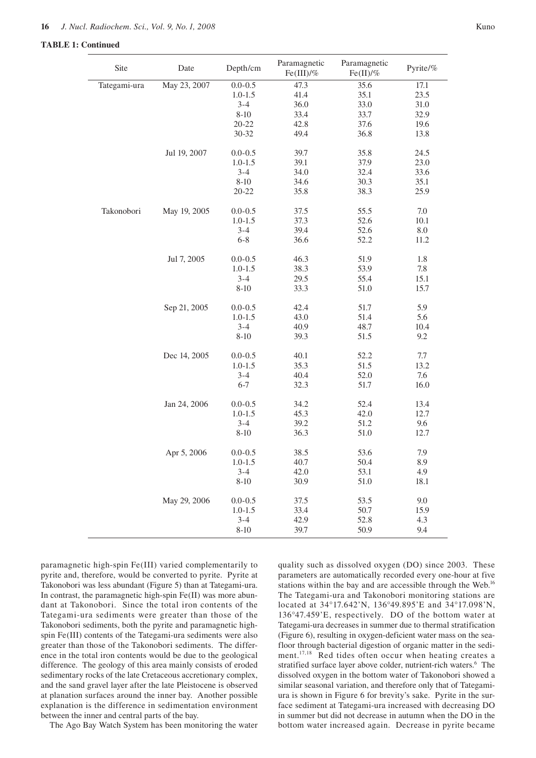**TABLE 1: Continued**

| Site | Date | Depth/cm | Paramagnetic Fe(III)/% | Paramagnetic Fe(II)/% | Pyrite/% |
|---|---|---|---|---|---|
| Tategami-ura | May 23, 2007 | 0.0-0.5 | 47.3 | 35.6 | 17.1 |
| | | 1.0-1.5 | 41.4 | 35.1 | 23.5 |
| | | 3-4 | 36.0 | 33.0 | 31.0 |
| | | 8-10 | 33.4 | 33.7 | 32.9 |
| | | 20-22 | 42.8 | 37.6 | 19.6 |
| | | 30-32 | 49.4 | 36.8 | 13.8 |
| | Jul 19, 2007 | 0.0-0.5 | 39.7 | 35.8 | 24.5 |
| | | 1.0-1.5 | 39.1 | 37.9 | 23.0 |
| | | 3-4 | 34.0 | 32.4 | 33.6 |
| | | 8-10 | 34.6 | 30.3 | 35.1 |
| | | 20-22 | 35.8 | 38.3 | 25.9 |
| Takonobori | May 19, 2005 | 0.0-0.5 | 37.5 | 55.5 | 7.0 |
| | | 1.0-1.5 | 37.3 | 52.6 | 10.1 |
| | | 3-4 | 39.4 | 52.6 | 8.0 |
| | | 6-8 | 36.6 | 52.2 | 11.2 |
| | Jul 7, 2005 | 0.0-0.5 | 46.3 | 51.9 | 1.8 |
| | | 1.0-1.5 | 38.3 | 53.9 | 7.8 |
| | | 3-4 | 29.5 | 55.4 | 15.1 |
| | | 8-10 | 33.3 | 51.0 | 15.7 |
| | Sep 21, 2005 | 0.0-0.5 | 42.4 | 51.7 | 5.9 |
| | | 1.0-1.5 | 43.0 | 51.4 | 5.6 |
| | | 3-4 | 40.9 | 48.7 | 10.4 |
| | | 8-10 | 39.3 | 51.5 | 9.2 |
| | Dec 14, 2005 | 0.0-0.5 | 40.1 | 52.2 | 7.7 |
| | | 1.0-1.5 | 35.3 | 51.5 | 13.2 |
| | | 3-4 | 40.4 | 52.0 | 7.6 |
| | | 6-7 | 32.3 | 51.7 | 16.0 |
| | Jan 24, 2006 | 0.0-0.5 | 34.2 | 52.4 | 13.4 |
| | | 1.0-1.5 | 45.3 | 42.0 | 12.7 |
| | | 3-4 | 39.2 | 51.2 | 9.6 |
| | | 8-10 | 36.3 | 51.0 | 12.7 |
| | Apr 5, 2006 | 0.0-0.5 | 38.5 | 53.6 | 7.9 |
| | | 1.0-1.5 | 40.7 | 50.4 | 8.9 |
| | | 3-4 | 42.0 | 53.1 | 4.9 |
| | | 8-10 | 30.9 | 51.0 | 18.1 |
| | May 29, 2006 | 0.0-0.5 | 37.5 | 53.5 | 9.0 |
| | | 1.0-1.5 | 33.4 | 50.7 | 15.9 |
| | | 3-4 | 42.9 | 52.8 | 4.3 |
| | | 8-10 | 39.7 | 50.9 | 9.4 |

paramagnetic high-spin Fe(III) varied complementarily to pyrite and, therefore, would be converted to pyrite. Pyrite at Takonobori was less abundant (Figure 5) than at Tategami-ura. In contrast, the paramagnetic high-spin Fe(II) was more abundant at Takonobori. Since the total iron contents of the Tategami-ura sediments were greater than those of the Takonobori sediments, both the pyrite and paramagnetic high-spin Fe(III) contents of the Tategami-ura sediments were also greater than those of the Takonobori sediments. The difference in the total iron contents would be due to the geological difference. The geology of this area mainly consists of eroded sedimentary rocks of the late Cretaceous accretionary complex, and the sand gravel layer after the late Pleistocene is observed at planation surfaces around the inner bay. Another possible explanation is the difference in sedimentation environment between the inner and central parts of the bay.

The Ago Bay Watch System has been monitoring the water quality such as dissolved oxygen (DO) since 2003. These parameters are automatically recorded every one-hour at five stations within the bay and are accessible through the Web.[16] The Tategami-ura and Takonobori monitoring stations are located at 34°17.642'N, 136°49.895'E and 34°17.098'N, 136°47.459'E, respectively. DO of the bottom water at Tategami-ura decreases in summer due to thermal stratification (Figure 6), resulting in oxygen-deficient water mass on the seafloor through bacterial digestion of organic matter in the sediment.[17,18] Red tides often occur when heating creates a stratified surface layer above colder, nutrient-rich waters.[6] The dissolved oxygen in the bottom water of Takonobori showed a similar seasonal variation, and therefore only that of Tategami-ura is shown in Figure 6 for brevity's sake. Pyrite in the surface sediment at Tategami-ura increased with decreasing DO in summer but did not decrease in autumn when the DO in the bottom water increased again. Decrease in pyrite became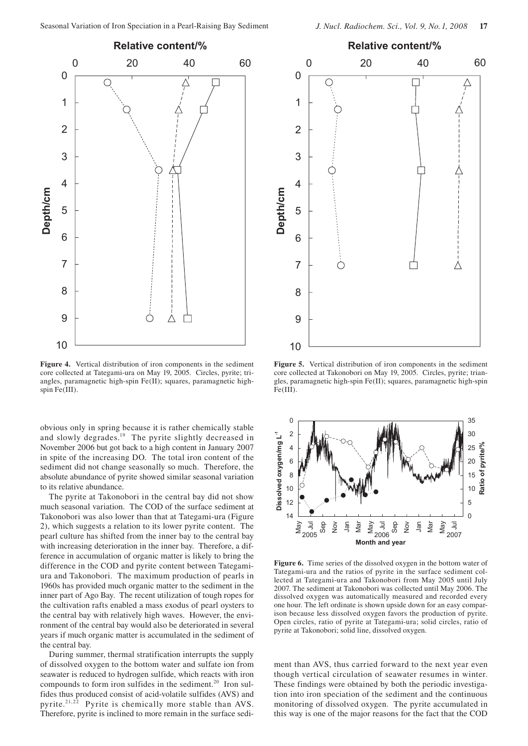**Figure 4.** Vertical distribution of iron components in the sediment core collected at Tategami-ura on May 19, 2005. Circles, pyrite; triangles, paramagnetic high-spin Fe(II); squares, paramagnetic high-spin Fe(III).

**Figure 5.** Vertical distribution of iron components in the sediment core collected at Takonobori on May 19, 2005. Circles, pyrite; triangles, paramagnetic high-spin Fe(II); squares, paramagnetic high-spin Fe(III).

obvious only in spring because it is rather chemically stable and slowly degrades.[19] The pyrite slightly decreased in November 2006 but got back to a high content in January 2007 in spite of the increasing DO. The total iron content of the sediment did not change seasonally so much. Therefore, the absolute abundance of pyrite showed similar seasonal variation to its relative abundance.

The pyrite at Takonobori in the central bay did not show much seasonal variation. The COD of the surface sediment at Takonobori was also lower than that at Tategami-ura (Figure 2), which suggests a relation to its lower pyrite content. The pearl culture has shifted from the inner bay to the central bay with increasing deterioration in the inner bay. Therefore, a difference in accumulation of organic matter is likely to bring the difference in the COD and pyrite content between Tategami-ura and Takonobori. The maximum production of pearls in 1960s has provided much organic matter to the sediment in the inner part of Ago Bay. The recent utilization of tough ropes for the cultivation rafts enabled a mass exodus of pearl oysters to the central bay with relatively high waves. However, the environment of the central bay would also be deteriorated in several years if much organic matter is accumulated in the sediment of the central bay.

During summer, thermal stratification interrupts the supply of dissolved oxygen to the bottom water and sulfate ion from seawater is reduced to hydrogen sulfide, which reacts with iron compounds to form iron sulfides in the sediment.[20] Iron sulfides thus produced consist of acid-volatile sulfides (AVS) and pyrite.[21,22] Pyrite is chemically more stable than AVS. Therefore, pyrite is inclined to more remain in the surface sediment than AVS, thus carried forward to the next year even though vertical circulation of seawater resumes in winter. These findings were obtained by both the periodic investigation into iron speciation of the sediment and the continuous monitoring of dissolved oxygen. The pyrite accumulated in this way is one of the major reasons for the fact that the COD

**Figure 6.** Time series of the dissolved oxygen in the bottom water of Tategami-ura and the ratios of pyrite in the surface sediment collected at Tategami-ura and Takonobori from May 2005 until July 2007. The sediment at Takonobori was collected until May 2006. The dissolved oxygen was automatically measured and recorded every one hour. The left ordinate is shown upside down for an easy comparison because less dissolved oxygen favors the production of pyrite. Open circles, ratio of pyrite at Tategami-ura; solid circles, ratio of pyrite at Takonobori; solid line, dissolved oxygen.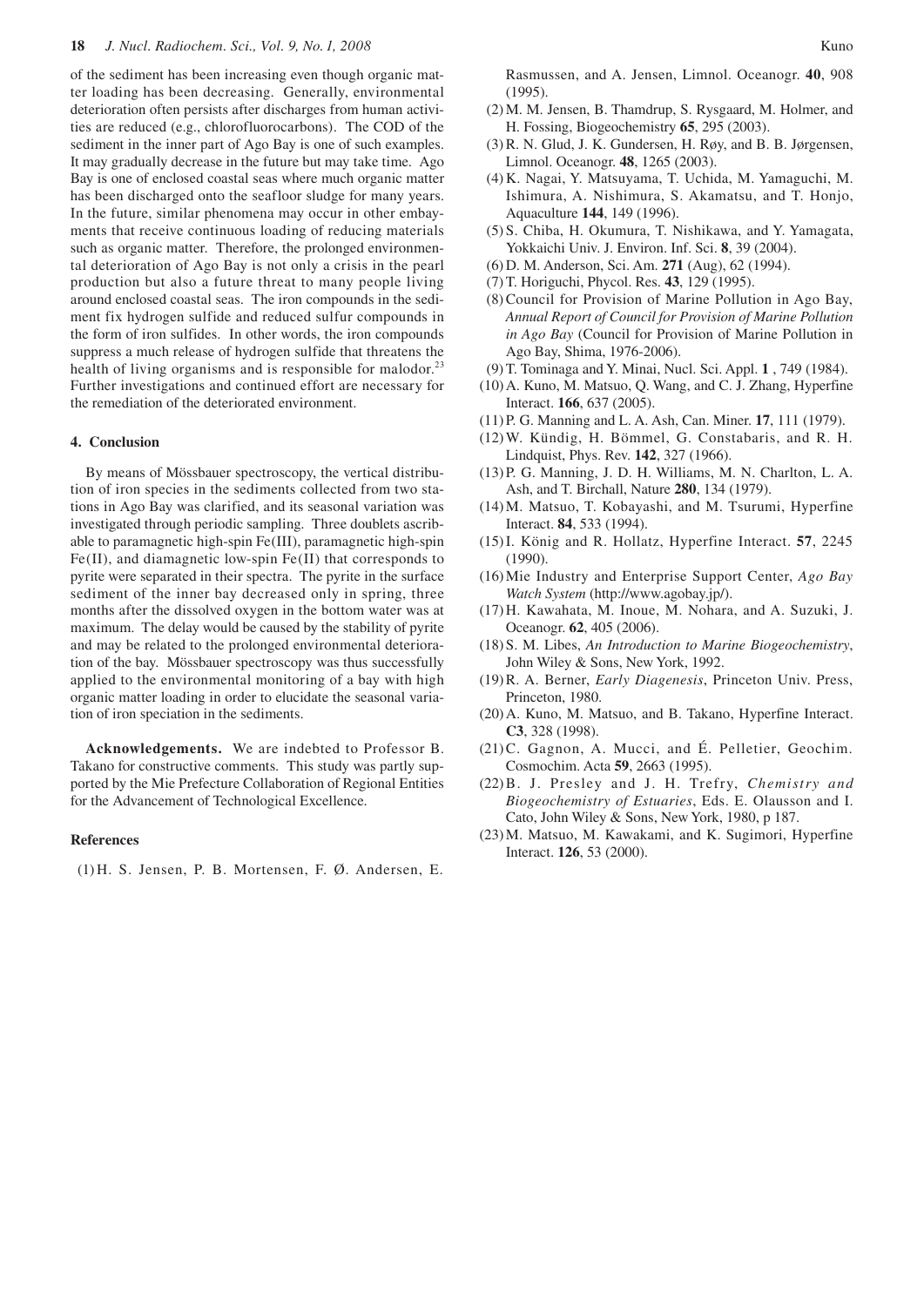of the sediment has been increasing even though organic matter loading has been decreasing. Generally, environmental deterioration often persists after discharges from human activities are reduced (e.g., chlorofluorocarbons). The COD of the sediment in the inner part of Ago Bay is one of such examples. It may gradually decrease in the future but may take time. Ago Bay is one of enclosed coastal seas where much organic matter has been discharged onto the seafloor sludge for many years. In the future, similar phenomena may occur in other embayments that receive continuous loading of reducing materials such as organic matter. Therefore, the prolonged environmental deterioration of Ago Bay is not only a crisis in the pearl production but also a future threat to many people living around enclosed coastal seas. The iron compounds in the sediment fix hydrogen sulfide and reduced sulfur compounds in the form of iron sulfides. In other words, the iron compounds suppress a much release of hydrogen sulfide that threatens the health of living organisms and is responsible for malodor.[23] Further investigations and continued effort are necessary for the remediation of the deteriorated environment.

## 4. Conclusion

By means of Mössbauer spectroscopy, the vertical distribution of iron species in the sediments collected from two stations in Ago Bay was clarified, and its seasonal variation was investigated through periodic sampling. Three doublets ascribable to paramagnetic high-spin Fe(III), paramagnetic high-spin Fe(II), and diamagnetic low-spin Fe(II) that corresponds to pyrite were separated in their spectra. The pyrite in the surface sediment of the inner bay decreased only in spring, three months after the dissolved oxygen in the bottom water was at maximum. The delay would be caused by the stability of pyrite and may be related to the prolonged environmental deterioration of the bay. Mössbauer spectroscopy was thus successfully applied to the environmental monitoring of a bay with high organic matter loading in order to elucidate the seasonal variation of iron speciation in the sediments.

**Acknowledgements.** We are indebted to Professor B. Takano for constructive comments. This study was partly supported by the Mie Prefecture Collaboration of Regional Entities for the Advancement of Technological Excellence.

### References

(1) H. S. Jensen, P. B. Mortensen, F. Ø. Andersen, E. Rasmussen, and A. Jensen, Limnol. Oceanogr. **40**, 908 (1995).
(2) M. M. Jensen, B. Thamdrup, S. Rysgaard, M. Holmer, and H. Fossing, Biogeochemistry **65**, 295 (2003).
(3) R. N. Glud, J. K. Gundersen, H. Røy, and B. B. Jørgensen, Limnol. Oceanogr. **48**, 1265 (2003).
(4) K. Nagai, Y. Matsuyama, T. Uchida, M. Yamaguchi, M. Ishimura, A. Nishimura, S. Akamatsu, and T. Honjo, Aquaculture **144**, 149 (1996).
(5) S. Chiba, H. Okumura, T. Nishikawa, and Y. Yamagata, Yokkaichi Univ. J. Environ. Inf. Sci. **8**, 39 (2004).
(6) D. M. Anderson, Sci. Am. **271** (Aug), 62 (1994).
(7) T. Horiguchi, Phycol. Res. **43**, 129 (1995).
(8) Council for Provision of Marine Pollution in Ago Bay, *Annual Report of Council for Provision of Marine Pollution in Ago Bay* (Council for Provision of Marine Pollution in Ago Bay, Shima, 1976-2006).
(9) T. Tominaga and Y. Minai, Nucl. Sci. Appl. **1** , 749 (1984).
(10) A. Kuno, M. Matsuo, Q. Wang, and C. J. Zhang, Hyperfine Interact. **166**, 637 (2005).
(11) P. G. Manning and L. A. Ash, Can. Miner. **17**, 111 (1979).
(12) W. Kündig, H. Bömmel, G. Constabaris, and R. H. Lindquist, Phys. Rev. **142**, 327 (1966).
(13) P. G. Manning, J. D. H. Williams, M. N. Charlton, L. A. Ash, and T. Birchall, Nature **280**, 134 (1979).
(14) M. Matsuo, T. Kobayashi, and M. Tsurumi, Hyperfine Interact. **84**, 533 (1994).
(15) I. König and R. Hollatz, Hyperfine Interact. **57**, 2245 (1990).
(16) Mie Industry and Enterprise Support Center, *Ago Bay Watch System* (http://www.agobay.jp/).
(17) H. Kawahata, M. Inoue, M. Nohara, and A. Suzuki, J. Oceanogr. **62**, 405 (2006).
(18) S. M. Libes, *An Introduction to Marine Biogeochemistry*, John Wiley & Sons, New York, 1992.
(19) R. A. Berner, *Early Diagenesis*, Princeton Univ. Press, Princeton, 1980.
(20) A. Kuno, M. Matsuo, and B. Takano, Hyperfine Interact. **C3**, 328 (1998).
(21) C. Gagnon, A. Mucci, and É. Pelletier, Geochim. Cosmochim. Acta **59**, 2663 (1995).
(22) B. J. Presley and J. H. Trefry, *Chemistry and Biogeochemistry of Estuaries*, Eds. E. Olausson and I. Cato, John Wiley & Sons, New York, 1980, p 187.
(23) M. Matsuo, M. Kawakami, and K. Sugimori, Hyperfine Interact. **126**, 53 (2000).